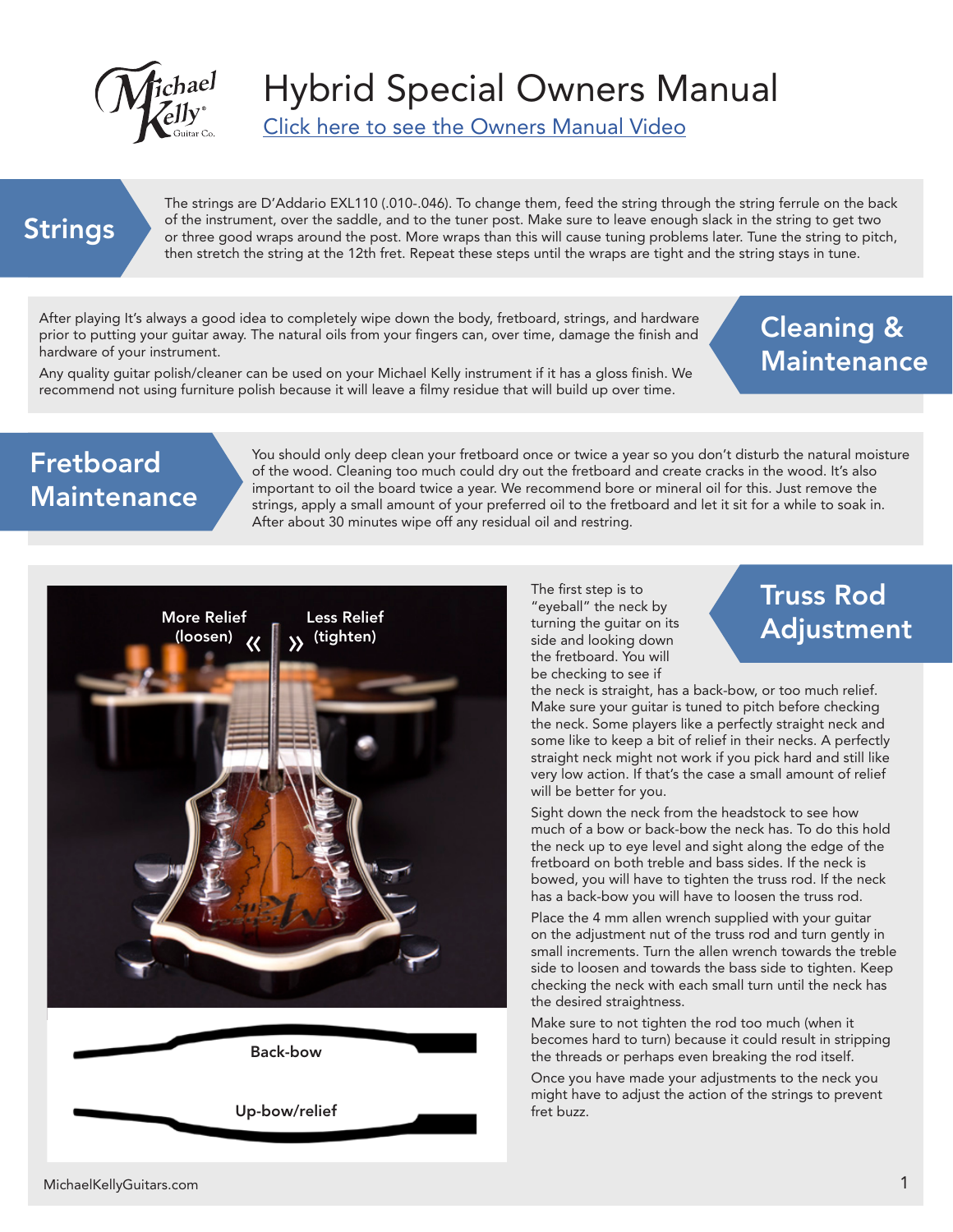# Hybrid Special Owners Manual

[Click here to see the Owners Manual Video]

## Strings

The strings are D'Addario EXL110 (.010-.046). To change them, feed the string through the string ferrule on the back of the instrument, over the saddle, and to the tuner post. Make sure to leave enough slack in the string to get two or three good wraps around the post. More wraps than this will cause tuning problems later. Tune the string to pitch, then stretch the string at the 12th fret. Repeat these steps until the wraps are tight and the string stays in tune.

## Cleaning & Maintenance

After playing It's always a good idea to completely wipe down the body, fretboard, strings, and hardware prior to putting your guitar away. The natural oils from your fingers can, over time, damage the finish and hardware of your instrument.

Any quality guitar polish/cleaner can be used on your Michael Kelly instrument if it has a gloss finish. We recommend not using furniture polish because it will leave a filmy residue that will build up over time.

## Fretboard Maintenance

You should only deep clean your fretboard once or twice a year so you don't disturb the natural moisture of the wood. Cleaning too much could dry out the fretboard and create cracks in the wood. It's also important to oil the board twice a year. We recommend bore or mineral oil for this. Just remove the strings, apply a small amount of your preferred oil to the fretboard and let it sit for a while to soak in. After about 30 minutes wipe off any residual oil and restring.

## Truss Rod Adjustment

More Relief (loosen) « » Less Relief (tighten)

Back-bow

Up-bow/relief

The first step is to "eyeball" the neck by turning the guitar on its side and looking down the fretboard. You will be checking to see if the neck is straight, has a back-bow, or too much relief. Make sure your guitar is tuned to pitch before checking the neck. Some players like a perfectly straight neck and some like to keep a bit of relief in their necks. A perfectly straight neck might not work if you pick hard and still like very low action. If that's the case a small amount of relief will be better for you.

Sight down the neck from the headstock to see how much of a bow or back-bow the neck has. To do this hold the neck up to eye level and sight along the edge of the fretboard on both treble and bass sides. If the neck is bowed, you will have to tighten the truss rod. If the neck has a back-bow you will have to loosen the truss rod.

Place the 4 mm allen wrench supplied with your guitar on the adjustment nut of the truss rod and turn gently in small increments. Turn the allen wrench towards the treble side to loosen and towards the bass side to tighten. Keep checking the neck with each small turn until the neck has the desired straightness.

Make sure to not tighten the rod too much (when it becomes hard to turn) because it could result in stripping the threads or perhaps even breaking the rod itself.

Once you have made your adjustments to the neck you might have to adjust the action of the strings to prevent fret buzz.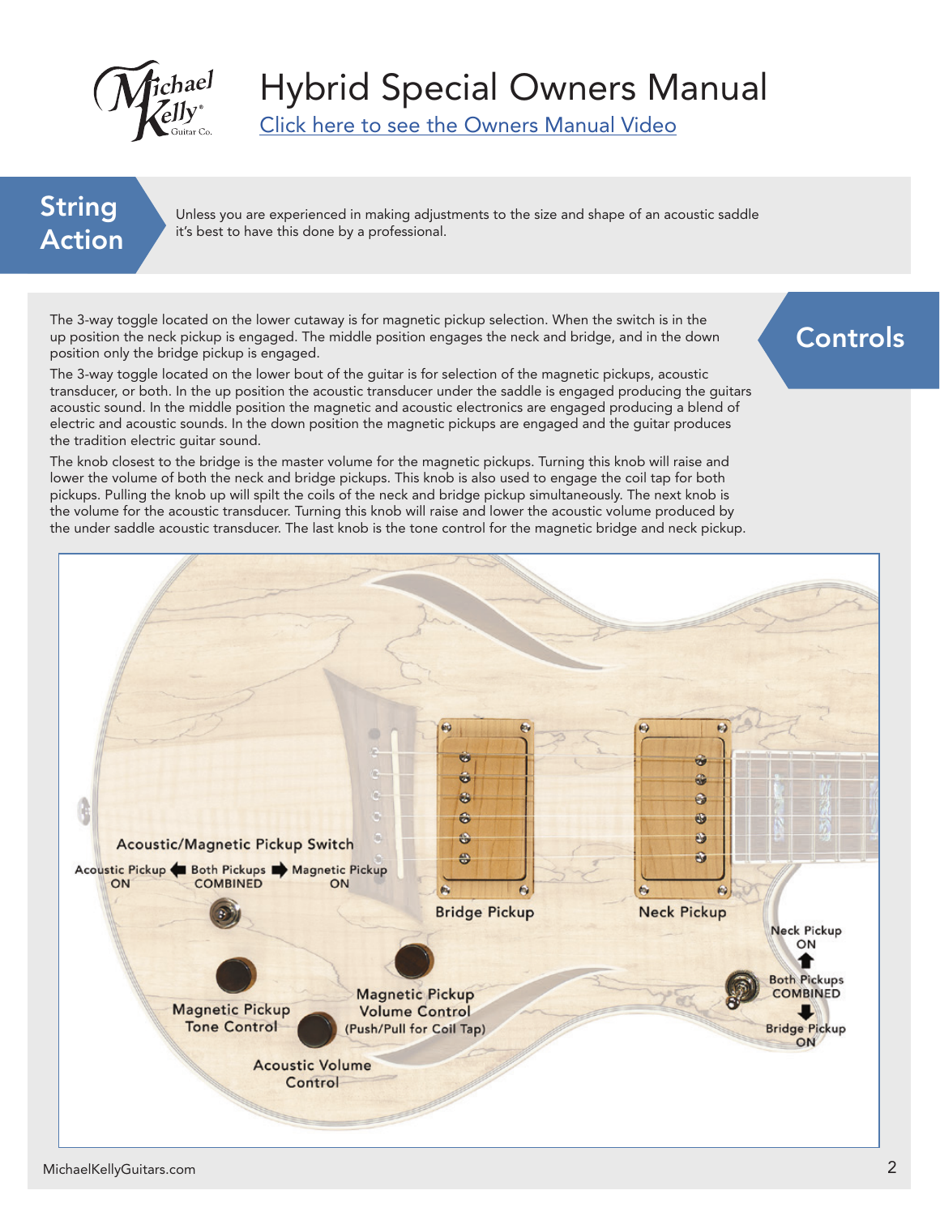# Hybrid Special Owners Manual

Click here to see the Owners Manual Video

## String Action

Unless you are experienced in making adjustments to the size and shape of an acoustic saddle it's best to have this done by a professional.

## Controls

The 3-way toggle located on the lower cutaway is for magnetic pickup selection. When the switch is in the up position the neck pickup is engaged. The middle position engages the neck and bridge, and in the down position only the bridge pickup is engaged.

The 3-way toggle located on the lower bout of the guitar is for selection of the magnetic pickups, acoustic transducer, or both. In the up position the acoustic transducer under the saddle is engaged producing the guitars acoustic sound. In the middle position the magnetic and acoustic electronics are engaged producing a blend of electric and acoustic sounds. In the down position the magnetic pickups are engaged and the guitar produces the tradition electric guitar sound.

The knob closest to the bridge is the master volume for the magnetic pickups. Turning this knob will raise and lower the volume of both the neck and bridge pickups. This knob is also used to engage the coil tap for both pickups. Pulling the knob up will spilt the coils of the neck and bridge pickup simultaneously. The next knob is the volume for the acoustic transducer. Turning this knob will raise and lower the acoustic volume produced by the under saddle acoustic transducer. The last knob is the tone control for the magnetic bridge and neck pickup.

Acoustic/Magnetic Pickup Switch

Acoustic Pickup ON ← Both Pickups COMBINED → Magnetic Pickup ON

Bridge Pickup

Neck Pickup

Neck Pickup ON ↑ Both Pickups COMBINED ↓ Bridge Pickup ON

Magnetic Pickup Tone Control

Magnetic Pickup Volume Control (Push/Pull for Coil Tap)

Acoustic Volume Control

MichaelKellyGuitars.com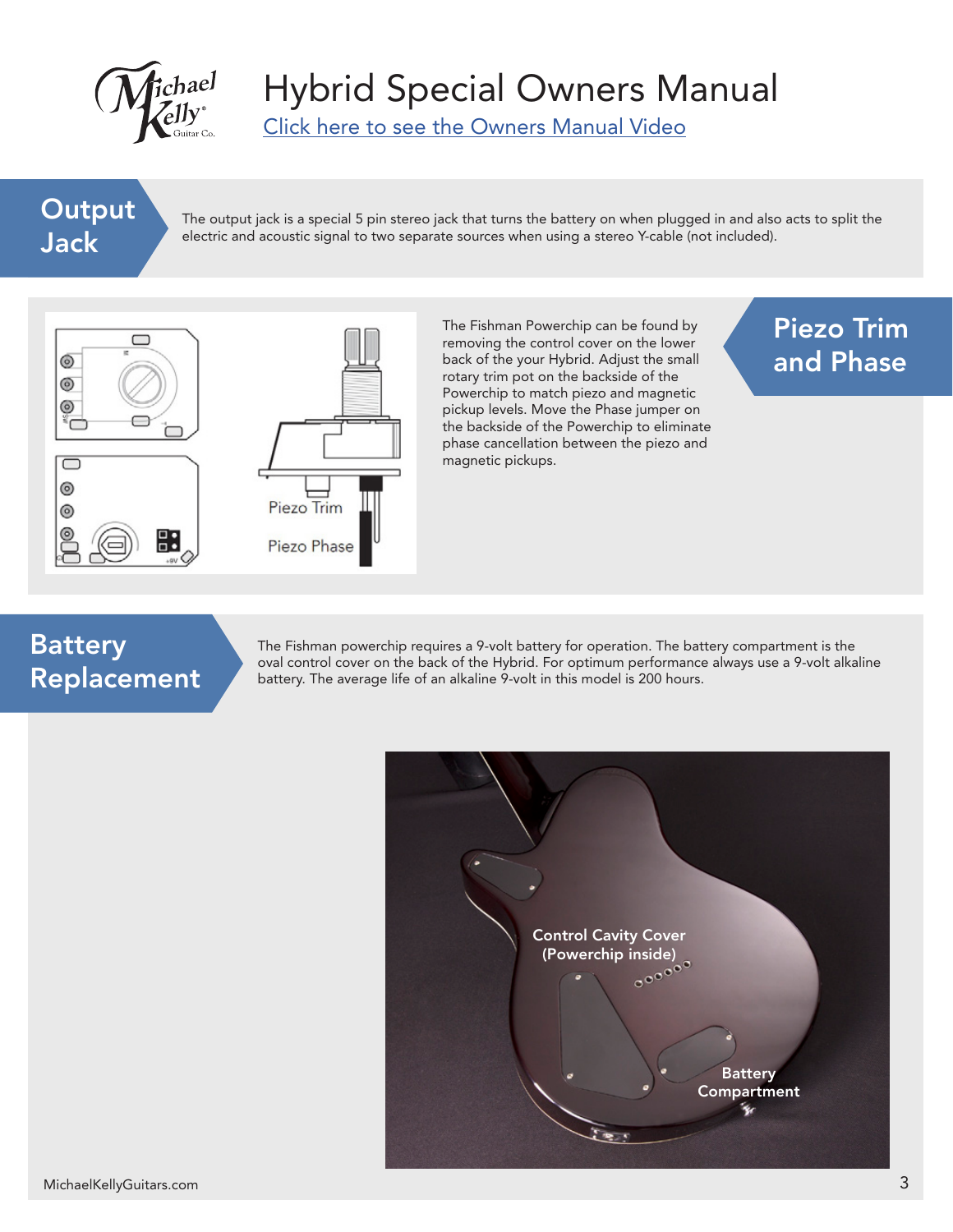# Hybrid Special Owners Manual

[Click here to see the Owners Manual Video]

## Output Jack

The output jack is a special 5 pin stereo jack that turns the battery on when plugged in and also acts to split the electric and acoustic signal to two separate sources when using a stereo Y-cable (not included).

## Piezo Trim and Phase

Piezo Trim

Piezo Phase

The Fishman Powerchip can be found by removing the control cover on the lower back of the your Hybrid. Adjust the small rotary trim pot on the backside of the Powerchip to match piezo and magnetic pickup levels. Move the Phase jumper on the backside of the Powerchip to eliminate phase cancellation between the piezo and magnetic pickups.

## Battery Replacement

The Fishman powerchip requires a 9-volt battery for operation. The battery compartment is the oval control cover on the back of the Hybrid. For optimum performance always use a 9-volt alkaline battery. The average life of an alkaline 9-volt in this model is 200 hours.

Control Cavity Cover (Powerchip inside)

Battery Compartment

MichaelKellyGuitars.com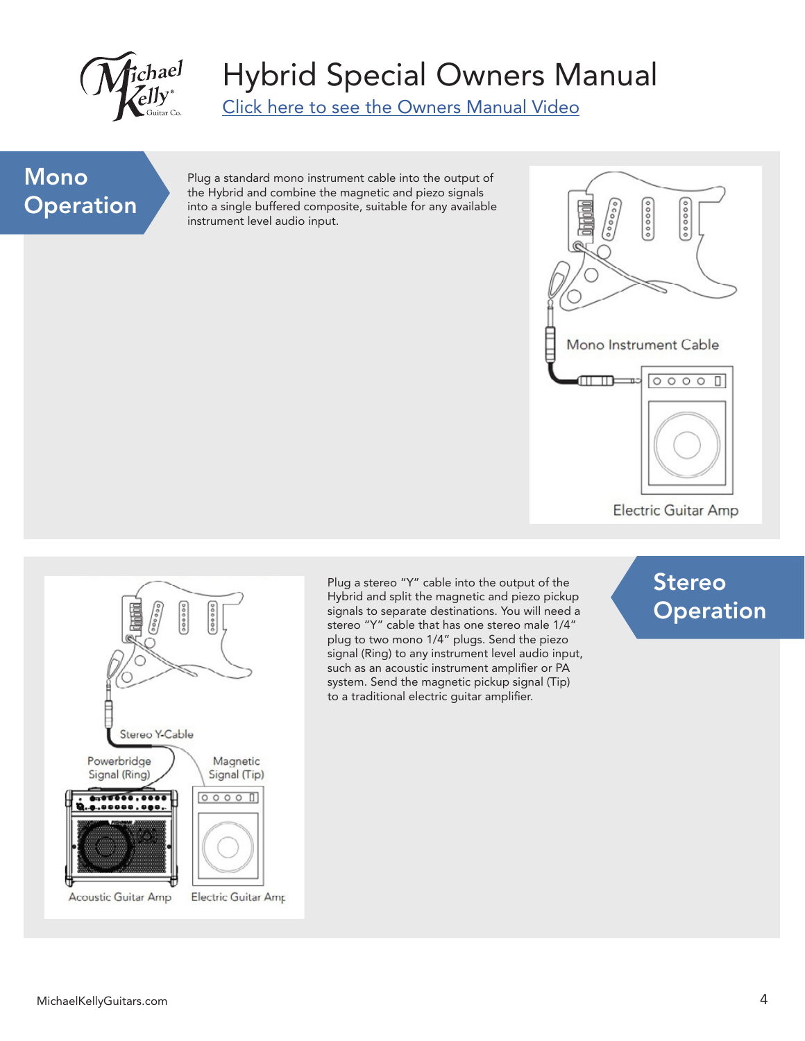# Hybrid Special Owners Manual

Click here to see the Owners Manual Video

## Mono Operation

Plug a standard mono instrument cable into the output of the Hybrid and combine the magnetic and piezo signals into a single buffered composite, suitable for any available instrument level audio input.

Mono Instrument Cable

Electric Guitar Amp

## Stereo Operation

Plug a stereo "Y" cable into the output of the Hybrid and split the magnetic and piezo pickup signals to separate destinations. You will need a stereo "Y" cable that has one stereo male 1/4" plug to two mono 1/4" plugs. Send the piezo signal (Ring) to any instrument level audio input, such as an acoustic instrument amplifier or PA system. Send the magnetic pickup signal (Tip) to a traditional electric guitar amplifier.

Stereo Y-Cable

Powerbridge Signal (Ring)

Magnetic Signal (Tip)

Acoustic Guitar Amp

Electric Guitar Amp

MichaelKellyGuitars.com